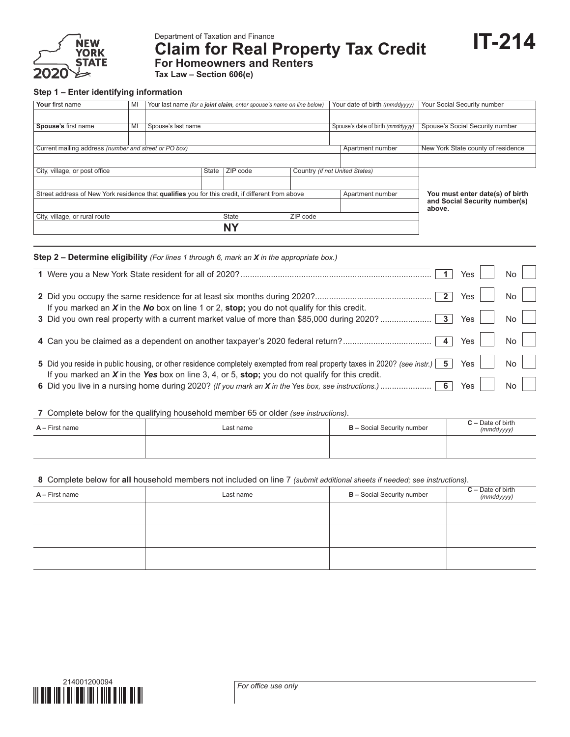Department of Taxation and Finance

# Claim for Real Property Tax Credit

## For Homeowners and Renters

**Tax Law – Section 606(e)**

**IT-214**

NEW YORK STATE 2020

### Step 1 – Enter identifying information

| **Your** first name | MI | Your last name *(for a **joint claim**, enter spouse's name on line below)* | Your date of birth *(mmddyyyy)* | Your Social Security number |
|---|---|---|---|---|
| | | | | |
| **Spouse's** first name | MI | Spouse's last name | Spouse's date of birth *(mmddyyyy)* | Spouse's Social Security number |
| | | | | |

| Current mailing address *(number and street or PO box)* | | | | Apartment number | New York State county of residence |
|---|---|---|---|---|---|
| | | | | | |
| City, village, or post office | State | ZIP code | Country *(if not United States)* | | |
| | | | | | |
| Street address of New York residence that **qualifies** you for this credit, if different from above | | | | Apartment number | **You must enter date(s) of birth and Social Security number(s) above.** |
| | | | | | |
| City, village, or rural route | State | ZIP code | | | |
| | NY | | | | |

### Step 2 – Determine eligibility *(For lines 1 through 6, mark an X in the appropriate box.)*

**1** Were you a New York State resident for all of 2020? .......... **1** Yes ☐ No ☐

**2** Did you occupy the same residence for at least six months during 2020? .......... **2** Yes ☐ No ☐

If you marked an ***X*** in the ***No*** box on line 1 or 2, **stop;** you do not qualify for this credit.

**3** Did you own real property with a current market value of more than $85,000 during 2020? .......... **3** Yes ☐ No ☐

**4** Can you be claimed as a dependent on another taxpayer's 2020 federal return? .......... **4** Yes ☐ No ☐

**5** Did you reside in public housing, or other residence completely exempted from real property taxes in 2020? *(see instr.)* **5** Yes ☐ No ☐

If you marked an ***X*** in the ***Yes*** box on line 3, 4, or 5, **stop;** you do not qualify for this credit.

**6** Did you live in a nursing home during 2020? *(If you mark an X in the Yes box, see instructions.)* .......... **6** Yes ☐ No ☐

**7** Complete below for the qualifying household member 65 or older *(see instructions)*.

| **A –** First name | Last name | **B –** Social Security number | **C –** Date of birth *(mmddyyyy)* |
|---|---|---|---|
| | | | |

**8** Complete below for **all** household members not included on line 7 *(submit additional sheets if needed; see instructions)*.

| **A –** First name | Last name | **B –** Social Security number | **C –** Date of birth *(mmddyyyy)* |
|---|---|---|---|
| | | | |
| | | | |
| | | | |

214001200094

*For office use only*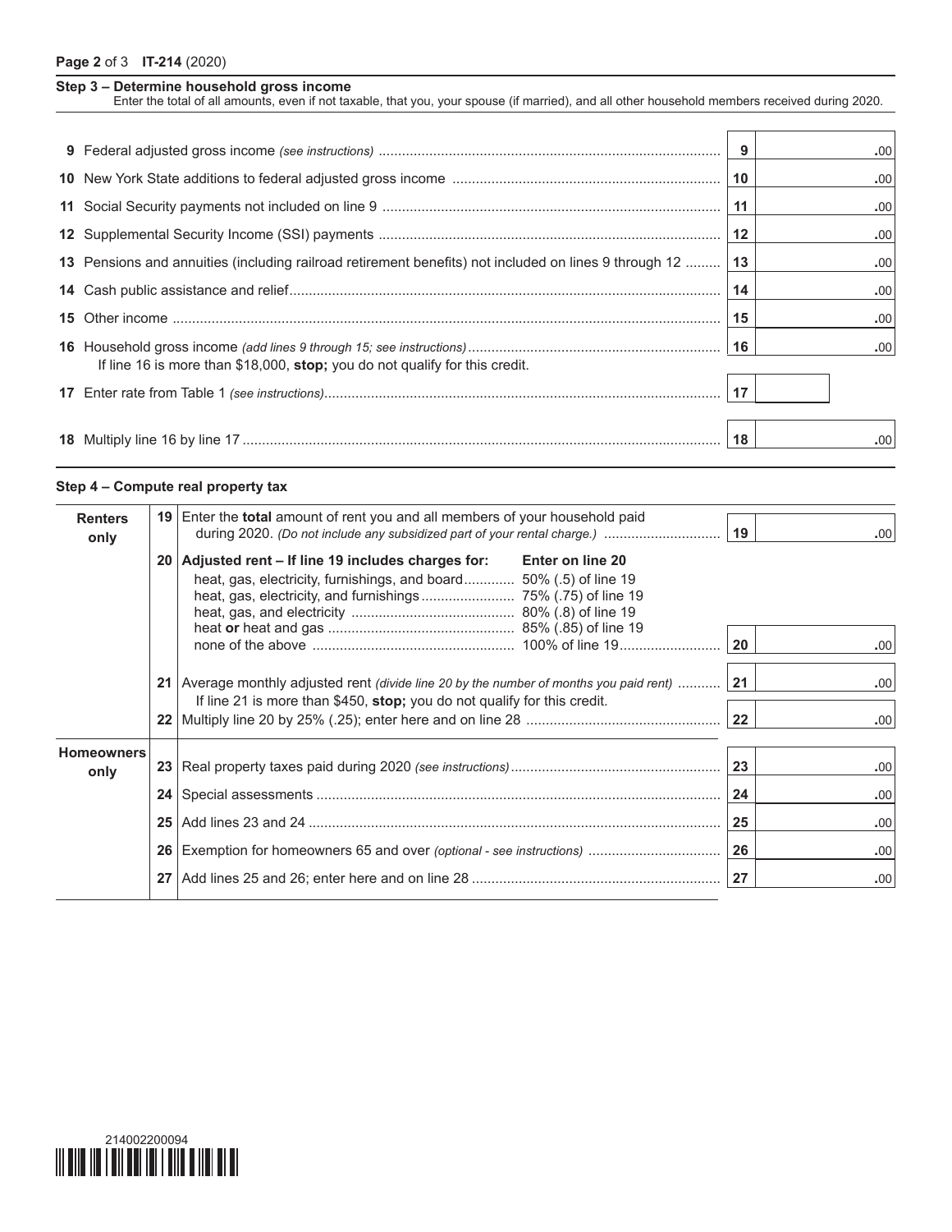## Step 3 – Determine household gross income

Enter the total of all amounts, even if not taxable, that you, your spouse (if married), and all other household members received during 2020.

| Line | Description | Line | Amount |
|---|---|---|---|
| 9 | Federal adjusted gross income *(see instructions)* | 9 | .00 |
| 10 | New York State additions to federal adjusted gross income | 10 | .00 |
| 11 | Social Security payments not included on line 9 | 11 | .00 |
| 12 | Supplemental Security Income (SSI) payments | 12 | .00 |
| 13 | Pensions and annuities (including railroad retirement benefits) not included on lines 9 through 12 | 13 | .00 |
| 14 | Cash public assistance and relief | 14 | .00 |
| 15 | Other income | 15 | .00 |
| 16 | Household gross income *(add lines 9 through 15; see instructions)* If line 16 is more than $18,000, **stop;** you do not qualify for this credit. | 16 | .00 |
| 17 | Enter rate from Table 1 *(see instructions)* | 17 | |
| 18 | Multiply line 16 by line 17 | 18 | .00 |

## Step 4 – Compute real property tax

| | Line | Description | Line | Amount |
|---|---|---|---|---|
| **Renters only** | 19 | Enter the **total** amount of rent you and all members of your household paid during 2020. *(Do not include any subsidized part of your rental charge.)* | 19 | .00 |
| | 20 | **Adjusted rent – If line 19 includes charges for: — Enter on line 20**<br>heat, gas, electricity, furnishings, and board — 50% (.5) of line 19<br>heat, gas, electricity, and furnishings — 75% (.75) of line 19<br>heat, gas, and electricity — 80% (.8) of line 19<br>heat **or** heat and gas — 85% (.85) of line 19<br>none of the above — 100% of line 19 | 20 | .00 |
| | 21 | Average monthly adjusted rent *(divide line 20 by the number of months you paid rent)* If line 21 is more than $450, **stop;** you do not qualify for this credit. | 21 | .00 |
| | 22 | Multiply line 20 by 25% (.25); enter here and on line 28 | 22 | .00 |
| **Homeowners only** | 23 | Real property taxes paid during 2020 *(see instructions)* | 23 | .00 |
| | 24 | Special assessments | 24 | .00 |
| | 25 | Add lines 23 and 24 | 25 | .00 |
| | 26 | Exemption for homeowners 65 and over *(optional - see instructions)* | 26 | .00 |
| | 27 | Add lines 25 and 26; enter here and on line 28 | 27 | .00 |

214002200094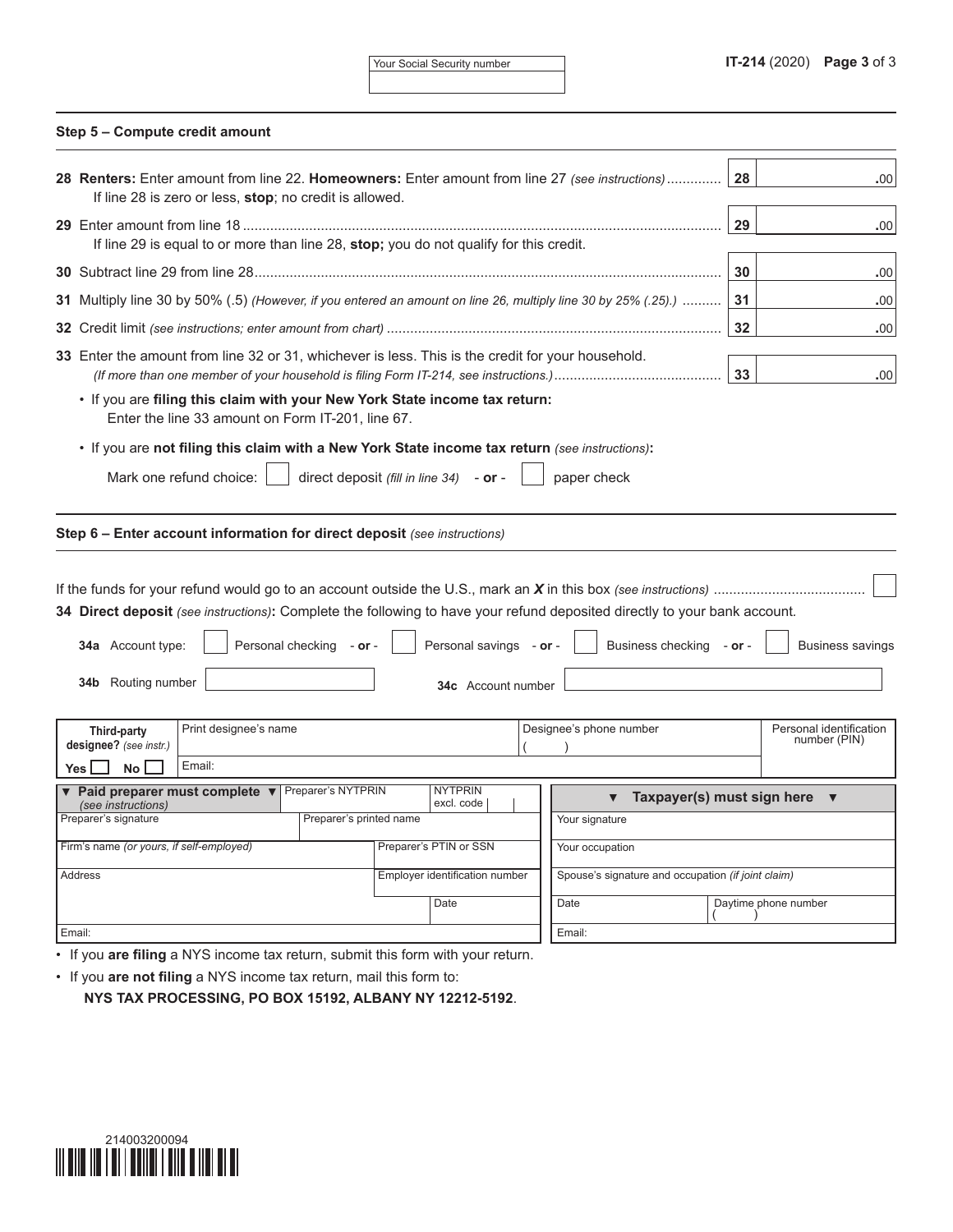Your Social Security number

## Step 5 – Compute credit amount

| | | |
|---|---|---|
| **28 Renters:** Enter amount from line 22. **Homeowners:** Enter amount from line 27 *(see instructions)* ............. If line 28 is zero or less, **stop**; no credit is allowed. | 28 | .00 |
| **29** Enter amount from line 18 ............ If line 29 is equal to or more than line 28, **stop;** you do not qualify for this credit. | 29 | .00 |
| **30** Subtract line 29 from line 28 ............ | 30 | .00 |
| **31** Multiply line 30 by 50% (.5) *(However, if you entered an amount on line 26, multiply line 30 by 25% (.25).)* .......... | 31 | .00 |
| **32** Credit limit *(see instructions; enter amount from chart)* ............ | 32 | .00 |
| **33** Enter the amount from line 32 or 31, whichever is less. This is the credit for your household. *(If more than one member of your household is filing Form IT-214, see instructions.)* ............ | 33 | .00 |

- If you are **filing this claim with your New York State income tax return:** Enter the line 33 amount on Form IT-201, line 67.
- If you are **not filing this claim with a New York State income tax return** *(see instructions)***:**

  Mark one refund choice: ☐ direct deposit *(fill in line 34)* - **or** - ☐ paper check

## Step 6 – Enter account information for direct deposit *(see instructions)*

If the funds for your refund would go to an account outside the U.S., mark an ***X*** in this box *(see instructions)* ...................................... ☐

**34 Direct deposit** *(see instructions)***:** Complete the following to have your refund deposited directly to your bank account.

**34a** Account type: ☐ Personal checking - **or** - ☐ Personal savings - **or** - ☐ Business checking - **or** - ☐ Business savings

**34b** Routing number ____________ **34c** Account number ____________

| | | | |
|---|---|---|---|
| **Third-party designee?** *(see instr.)* Yes ☐ No ☐ | Print designee's name | Designee's phone number ( ) | Personal identification number (PIN) |
| | Email: | | |

| | | | |
|---|---|---|---|
| **▼ Paid preparer must complete ▼** *(see instructions)* | Preparer's NYTPRIN | NYTPRIN excl. code | **▼ Taxpayer(s) must sign here ▼** |
| Preparer's signature | Preparer's printed name | | Your signature |
| Firm's name *(or yours, if self-employed)* | Preparer's PTIN or SSN | | Your occupation |
| Address | Employer identification number | | Spouse's signature and occupation *(if joint claim)* |
| | Date | | Date / Daytime phone number ( ) |
| Email: | | | Email: |

- If you **are filing** a NYS income tax return, submit this form with your return.
- If you **are not filing** a NYS income tax return, mail this form to:
  **NYS TAX PROCESSING, PO BOX 15192, ALBANY NY 12212-5192**.

214003200094